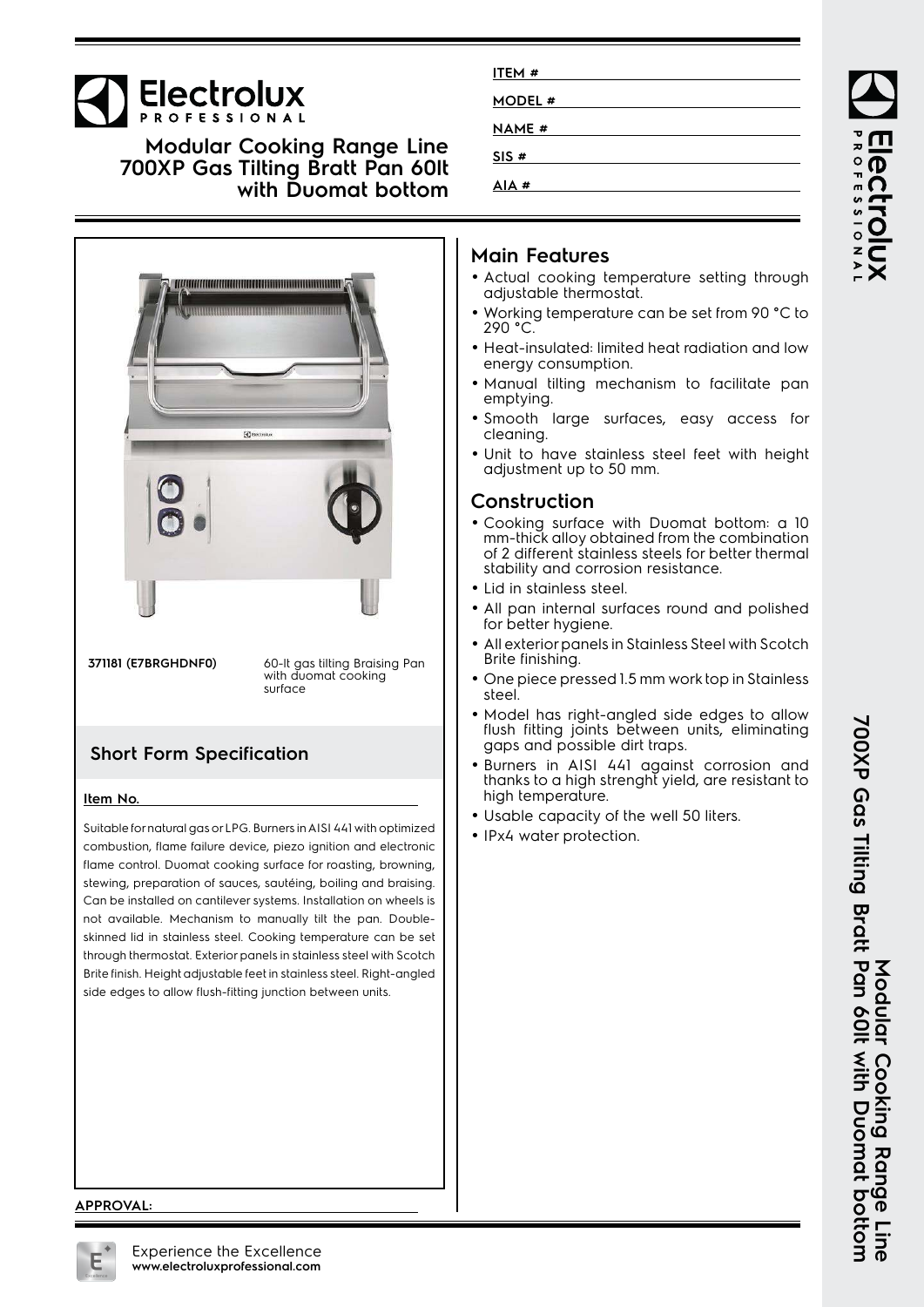# Electrolux PROFESSIONAL

## Modular Cooking Range Line 700XP Gas Tilting Bratt Pan 60lt with Duomat bottom

ITEM #

MODEL #

NAME #

SIS #

AIA #

**371181 (E7BRGHDNF0)** 60-lt gas tilting Braising Pan with duomat cooking surface

### Short Form Specification

**Item No.**

Suitable for natural gas or LPG. Burners in AISI 441 with optimized combustion, flame failure device, piezo ignition and electronic flame control. Duomat cooking surface for roasting, browning, stewing, preparation of sauces, sautéing, boiling and braising. Can be installed on cantilever systems. Installation on wheels is not available. Mechanism to manually tilt the pan. Double-skinned lid in stainless steel. Cooking temperature can be set through thermostat. Exterior panels in stainless steel with Scotch Brite finish. Height adjustable feet in stainless steel. Right-angled side edges to allow flush-fitting junction between units.

**APPROVAL:**

## Main Features

- Actual cooking temperature setting through adjustable thermostat.
- Working temperature can be set from 90 °C to 290 °C.
- Heat-insulated: limited heat radiation and low energy consumption.
- Manual tilting mechanism to facilitate pan emptying.
- Smooth large surfaces, easy access for cleaning.
- Unit to have stainless steel feet with height adjustment up to 50 mm.

## Construction

- Cooking surface with Duomat bottom: a 10 mm-thick alloy obtained from the combination of 2 different stainless steels for better thermal stability and corrosion resistance.
- Lid in stainless steel.
- All pan internal surfaces round and polished for better hygiene.
- All exterior panels in Stainless Steel with Scotch Brite finishing.
- One piece pressed 1.5 mm work top in Stainless steel.
- Model has right-angled side edges to allow flush fitting joints between units, eliminating gaps and possible dirt traps.
- Burners in AISI 441 against corrosion and thanks to a high strenght yield, are resistant to high temperature.
- Usable capacity of the well 50 liters.
- IPx4 water protection.

Experience the Excellence
**www.electroluxprofessional.com**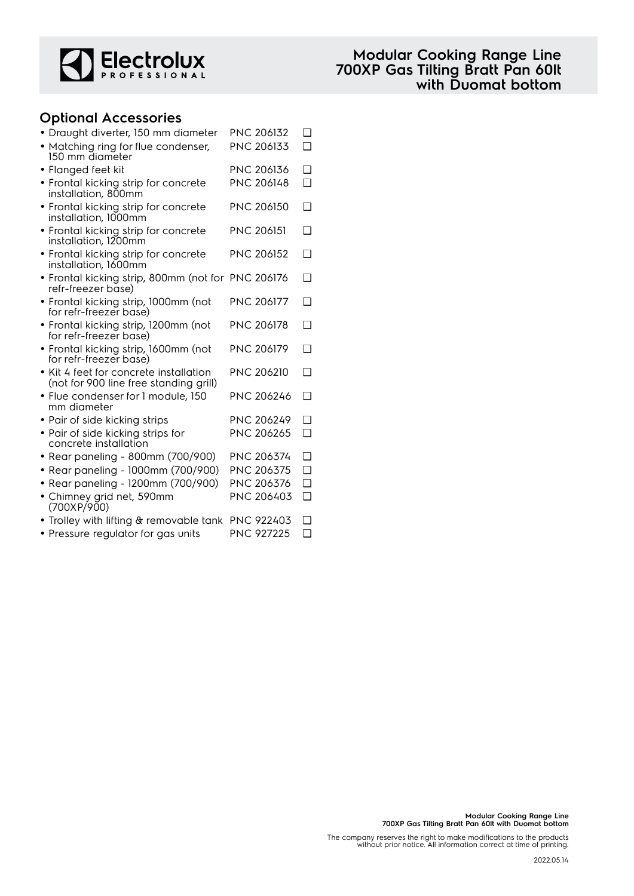# Modular Cooking Range Line 700XP Gas Tilting Bratt Pan 60lt with Duomat bottom

## Optional Accessories

| Accessory | PNC | |
|---|---|---|
| • Draught diverter, 150 mm diameter | PNC 206132 | ❑ |
| • Matching ring for flue condenser, 150 mm diameter | PNC 206133 | ❑ |
| • Flanged feet kit | PNC 206136 | ❑ |
| • Frontal kicking strip for concrete installation, 800mm | PNC 206148 | ❑ |
| • Frontal kicking strip for concrete installation, 1000mm | PNC 206150 | ❑ |
| • Frontal kicking strip for concrete installation, 1200mm | PNC 206151 | ❑ |
| • Frontal kicking strip for concrete installation, 1600mm | PNC 206152 | ❑ |
| • Frontal kicking strip, 800mm (not for refr-freezer base) | PNC 206176 | ❑ |
| • Frontal kicking strip, 1000mm (not for refr-freezer base) | PNC 206177 | ❑ |
| • Frontal kicking strip, 1200mm (not for refr-freezer base) | PNC 206178 | ❑ |
| • Frontal kicking strip, 1600mm (not for refr-freezer base) | PNC 206179 | ❑ |
| • Kit 4 feet for concrete installation (not for 900 line free standing grill) | PNC 206210 | ❑ |
| • Flue condenser for 1 module, 150 mm diameter | PNC 206246 | ❑ |
| • Pair of side kicking strips | PNC 206249 | ❑ |
| • Pair of side kicking strips for concrete installation | PNC 206265 | ❑ |
| • Rear paneling - 800mm (700/900) | PNC 206374 | ❑ |
| • Rear paneling - 1000mm (700/900) | PNC 206375 | ❑ |
| • Rear paneling - 1200mm (700/900) | PNC 206376 | ❑ |
| • Chimney grid net, 590mm (700XP/900) | PNC 206403 | ❑ |
| • Trolley with lifting & removable tank | PNC 922403 | ❑ |
| • Pressure regulator for gas units | PNC 927225 | ❑ |

The company reserves the right to make modifications to the products without prior notice. All information correct at time of printing.

2022.05.14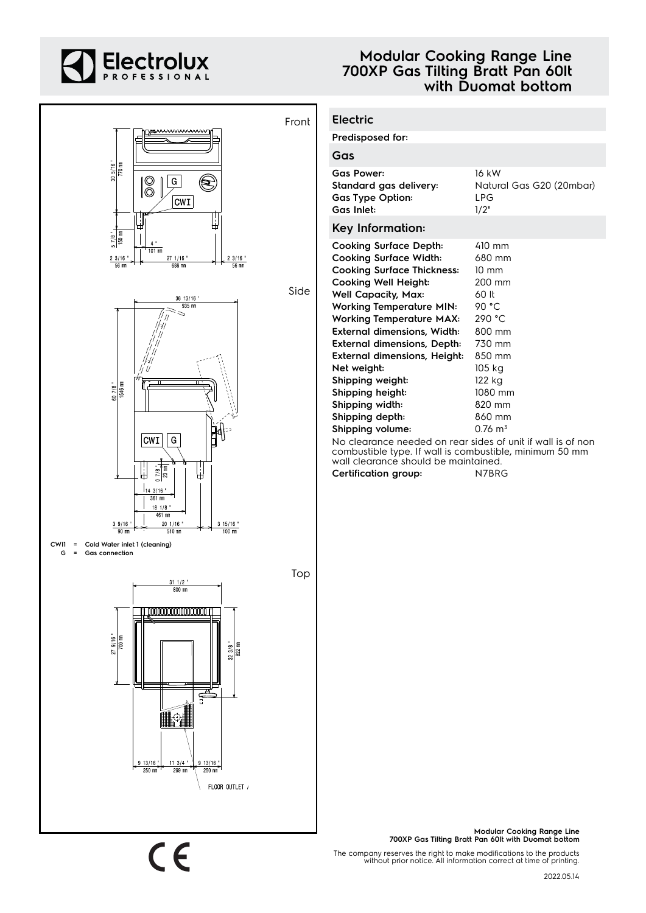# Modular Cooking Range Line 700XP Gas Tilting Bratt Pan 60lt with Duomat bottom

Front

30 5/16 "
770 mm

5 7/8 "
150 mm

4 "
101 mm

2 3/16 "
56 mm

27 1/16 "
688 mm

2 3/16 "
56 mm

Side

36 13/16 "
935 mm

60 7/8 "
1546 mm

0 7/8 "
23 mm

14 3/16 "
361 mm

18 1/8 "
461 mm

3 9/16 "
90 mm

20 1/16 "
510 mm

3 15/16 "
100 mm

CWI1 = Cold Water inlet 1 (cleaning)
G = Gas connection

Top

31 1/2 "
800 mm

27 9/16 "
700 mm

32 3/8 "
822 mm

9 13/16 "
250 mm

11 3/4 "
299 mm

9 13/16 "
250 mm

FLOOR OUTLET

## Electric

**Predisposed for:**

## Gas

| | |
|---|---|
| **Gas Power:** | 16 kW |
| **Standard gas delivery:** | Natural Gas G20 (20mbar) |
| **Gas Type Option:** | LPG |
| **Gas Inlet:** | 1/2" |

## Key Information:

| | |
|---|---|
| **Cooking Surface Depth:** | 410 mm |
| **Cooking Surface Width:** | 680 mm |
| **Cooking Surface Thickness:** | 10 mm |
| **Cooking Well Height:** | 200 mm |
| **Well Capacity, Max:** | 60 lt |
| **Working Temperature MIN:** | 90 °C |
| **Working Temperature MAX:** | 290 °C |
| **External dimensions, Width:** | 800 mm |
| **External dimensions, Depth:** | 730 mm |
| **External dimensions, Height:** | 850 mm |
| **Net weight:** | 105 kg |
| **Shipping weight:** | 122 kg |
| **Shipping height:** | 1080 mm |
| **Shipping width:** | 820 mm |
| **Shipping depth:** | 860 mm |
| **Shipping volume:** | 0.76 m³ |

No clearance needed on rear sides of unit if wall is of non combustible type. If wall is combustible, minimum 50 mm wall clearance should be maintained.

**Certification group:** N7BRG

The company reserves the right to make modifications to the products without prior notice. All information correct at time of printing.

2022.05.14